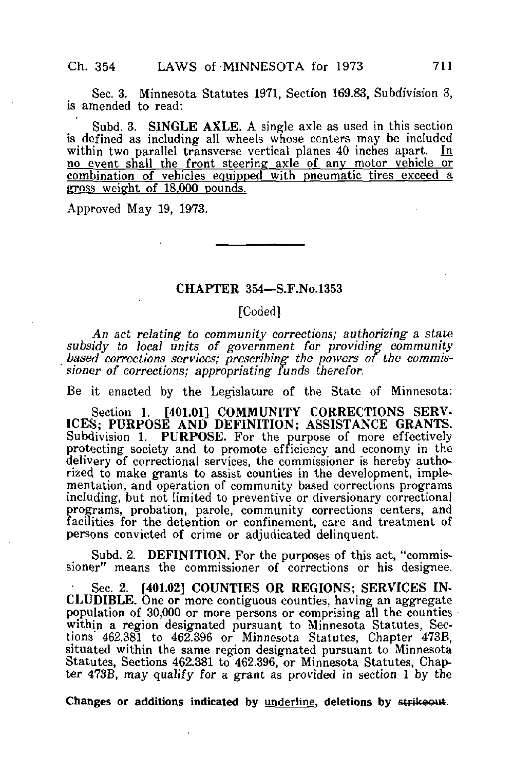Sec. 3. Minnesota Statutes 1971, Section 169.83, Subdivision 3, is amended to read:

Subd. 3. **SINGLE AXLE.** A single axle as used in this section is defined as including all wheels whose centers may be included within two parallel transverse vertical planes 40 inches apart. <u>In no event shall the front steering axle of any motor vehicle or combination of vehicles equipped with pneumatic tires exceed a gross weight of 18,000 pounds.</u>

Approved May 19, 1973.

---

## CHAPTER 354—S.F.No.1353

[Coded]

*An act relating to community corrections; authorizing a state subsidy to local units of government for providing community based corrections services; prescribing the powers of the commissioner of corrections; appropriating funds therefor.*

Be it enacted by the Legislature of the State of Minnesota:

Section 1. [401.01] **COMMUNITY CORRECTIONS SERVICES; PURPOSE AND DEFINITION; ASSISTANCE GRANTS.** Subdivision 1. **PURPOSE.** For the purpose of more effectively protecting society and to promote efficiency and economy in the delivery of correctional services, the commissioner is hereby authorized to make grants to assist counties in the development, implementation, and operation of community based corrections programs including, but not limited to preventive or diversionary correctional programs, probation, parole, community corrections centers, and facilities for the detention or confinement, care and treatment of persons convicted of crime or adjudicated delinquent.

Subd. 2. **DEFINITION.** For the purposes of this act, "commissioner" means the commissioner of corrections or his designee.

Sec. 2. [401.02] **COUNTIES OR REGIONS; SERVICES INCLUDIBLE.** One or more contiguous counties, having an aggregate population of 30,000 or more persons or comprising all the counties within a region designated pursuant to Minnesota Statutes, Sections 462.381 to 462.396 or Minnesota Statutes, Chapter 473B, situated within the same region designated pursuant to Minnesota Statutes, Sections 462.381 to 462.396, or Minnesota Statutes, Chapter 473B, may qualify for a grant as provided in section 1 by the

Changes or additions indicated by <u>underline</u>, deletions by ~~strikeout~~.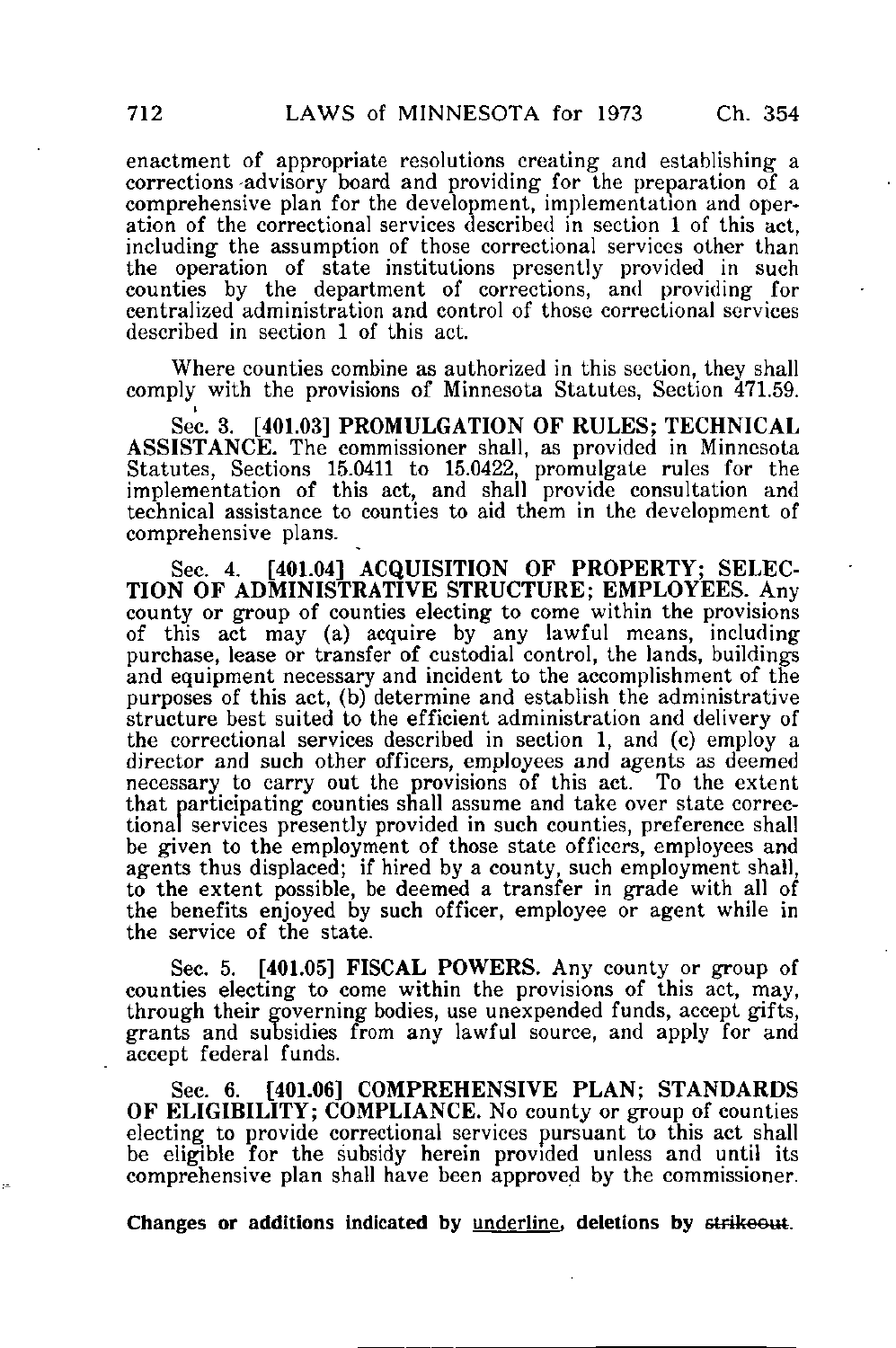enactment of appropriate resolutions creating and establishing a corrections advisory board and providing for the preparation of a comprehensive plan for the development, implementation and operation of the correctional services described in section 1 of this act, including the assumption of those correctional services other than the operation of state institutions presently provided in such counties by the department of corrections, and providing for centralized administration and control of those correctional services described in section 1 of this act.

Where counties combine as authorized in this section, they shall comply with the provisions of Minnesota Statutes, Section 471.59.

Sec. 3. [401.03] **PROMULGATION OF RULES; TECHNICAL ASSISTANCE.** The commissioner shall, as provided in Minnesota Statutes, Sections 15.0411 to 15.0422, promulgate rules for the implementation of this act, and shall provide consultation and technical assistance to counties to aid them in the development of comprehensive plans.

Sec. 4. [401.04] **ACQUISITION OF PROPERTY; SELECTION OF ADMINISTRATIVE STRUCTURE; EMPLOYEES.** Any county or group of counties electing to come within the provisions of this act may (a) acquire by any lawful means, including purchase, lease or transfer of custodial control, the lands, buildings and equipment necessary and incident to the accomplishment of the purposes of this act, (b) determine and establish the administrative structure best suited to the efficient administration and delivery of the correctional services described in section 1, and (c) employ a director and such other officers, employees and agents as deemed necessary to carry out the provisions of this act. To the extent that participating counties shall assume and take over state correctional services presently provided in such counties, preference shall be given to the employment of those state officers, employees and agents thus displaced; if hired by a county, such employment shall, to the extent possible, be deemed a transfer in grade with all of the benefits enjoyed by such officer, employee or agent while in the service of the state.

Sec. 5. [401.05] **FISCAL POWERS.** Any county or group of counties electing to come within the provisions of this act, may, through their governing bodies, use unexpended funds, accept gifts, grants and subsidies from any lawful source, and apply for and accept federal funds.

Sec. 6. [401.06] **COMPREHENSIVE PLAN; STANDARDS OF ELIGIBILITY; COMPLIANCE.** No county or group of counties electing to provide correctional services pursuant to this act shall be eligible for the subsidy herein provided unless and until its comprehensive plan shall have been approved by the commissioner.

**Changes or additions indicated by underline, deletions by ~~strikeout~~.**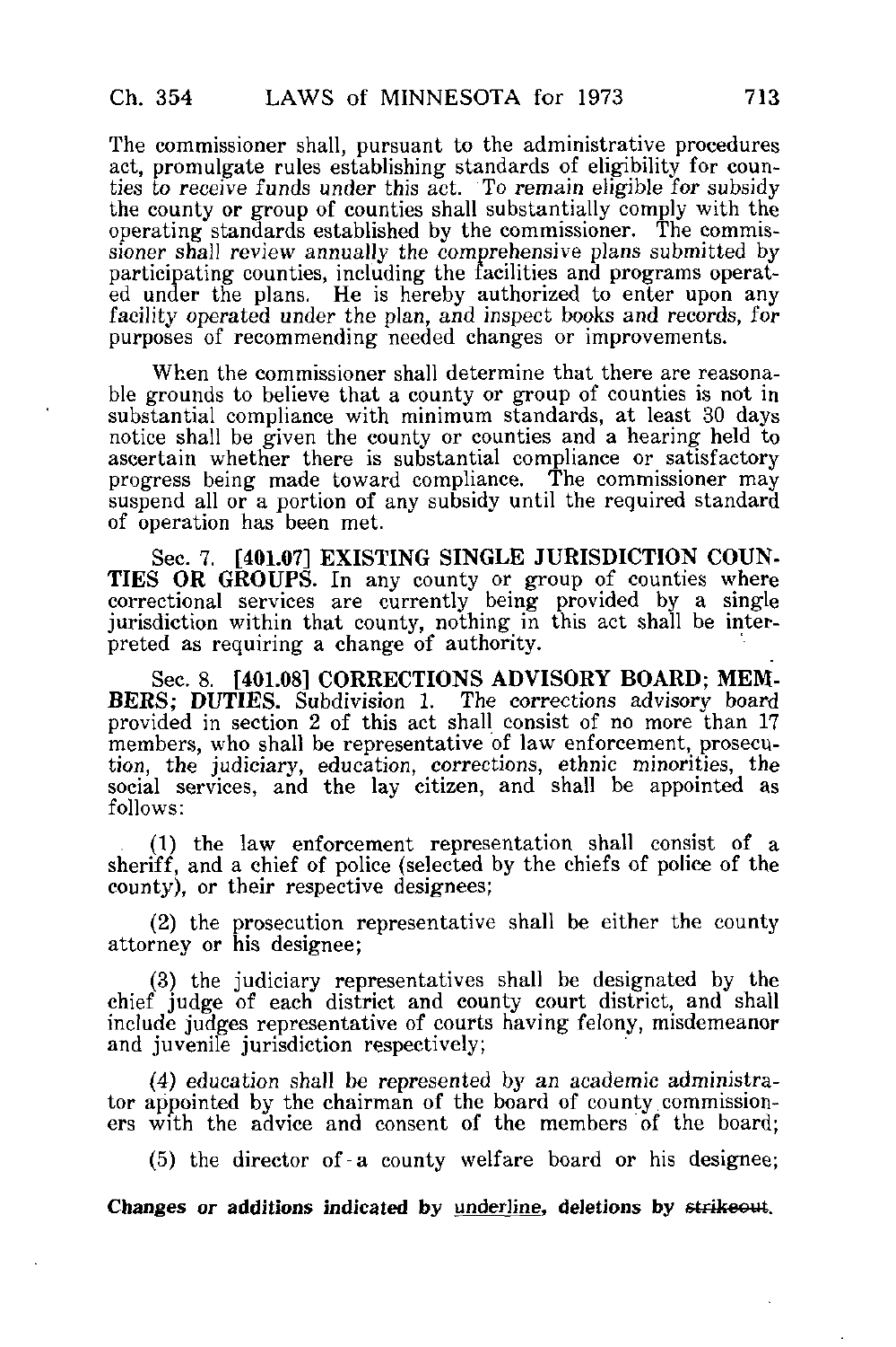The commissioner shall, pursuant to the administrative procedures act, promulgate rules establishing standards of eligibility for counties to receive funds under this act. To remain eligible for subsidy the county or group of counties shall substantially comply with the operating standards established by the commissioner. The commissioner shall review annually the comprehensive plans submitted by participating counties, including the facilities and programs operated under the plans. He is hereby authorized to enter upon any facility operated under the plan, and inspect books and records, for purposes of recommending needed changes or improvements.

When the commissioner shall determine that there are reasonable grounds to believe that a county or group of counties is not in substantial compliance with minimum standards, at least 30 days notice shall be given the county or counties and a hearing held to ascertain whether there is substantial compliance or satisfactory progress being made toward compliance. The commissioner may suspend all or a portion of any subsidy until the required standard of operation has been met.

Sec. 7. **[401.07] EXISTING SINGLE JURISDICTION COUNTIES OR GROUPS.** In any county or group of counties where correctional services are currently being provided by a single jurisdiction within that county, nothing in this act shall be interpreted as requiring a change of authority.

Sec. 8. **[401.08] CORRECTIONS ADVISORY BOARD; MEMBERS; DUTIES.** Subdivision 1. The corrections advisory board provided in section 2 of this act shall consist of no more than 17 members, who shall be representative of law enforcement, prosecution, the judiciary, education, corrections, ethnic minorities, the social services, and the lay citizen, and shall be appointed as follows:

(1) the law enforcement representation shall consist of a sheriff, and a chief of police (selected by the chiefs of police of the county), or their respective designees;

(2) the prosecution representative shall be either the county attorney or his designee;

(3) the judiciary representatives shall be designated by the chief judge of each district and county court district, and shall include judges representative of courts having felony, misdemeanor and juvenile jurisdiction respectively;

(4) education shall be represented by an academic administrator appointed by the chairman of the board of county commissioners with the advice and consent of the members of the board;

(5) the director of a county welfare board or his designee;

**Changes or additions indicated by underline, deletions by ~~strikeout~~.**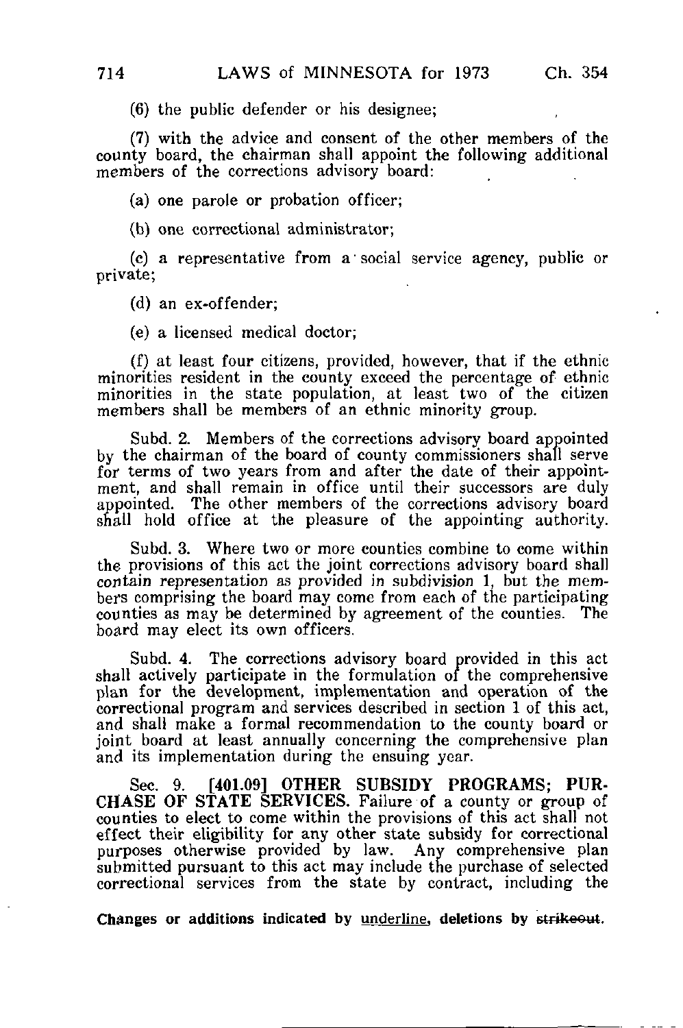(6) the public defender or his designee;

(7) with the advice and consent of the other members of the county board, the chairman shall appoint the following additional members of the corrections advisory board:

(a) one parole or probation officer;

(b) one correctional administrator;

(c) a representative from a social service agency, public or private;

(d) an ex-offender;

(e) a licensed medical doctor;

(f) at least four citizens, provided, however, that if the ethnic minorities resident in the county exceed the percentage of ethnic minorities in the state population, at least two of the citizen members shall be members of an ethnic minority group.

Subd. 2. Members of the corrections advisory board appointed by the chairman of the board of county commissioners shall serve for terms of two years from and after the date of their appointment, and shall remain in office until their successors are duly appointed. The other members of the corrections advisory board shall hold office at the pleasure of the appointing authority.

Subd. 3. Where two or more counties combine to come within the provisions of this act the joint corrections advisory board shall contain representation as provided in subdivision 1, but the members comprising the board may come from each of the participating counties as may be determined by agreement of the counties. The board may elect its own officers.

Subd. 4. The corrections advisory board provided in this act shall actively participate in the formulation of the comprehensive plan for the development, implementation and operation of the correctional program and services described in section 1 of this act, and shall make a formal recommendation to the county board or joint board at least annually concerning the comprehensive plan and its implementation during the ensuing year.

Sec. 9. **[401.09] OTHER SUBSIDY PROGRAMS; PURCHASE OF STATE SERVICES.** Failure of a county or group of counties to elect to come within the provisions of this act shall not effect their eligibility for any other state subsidy for correctional purposes otherwise provided by law. Any comprehensive plan submitted pursuant to this act may include the purchase of selected correctional services from the state by contract, including the

**Changes or additions indicated by underline, deletions by ~~strikeout~~.**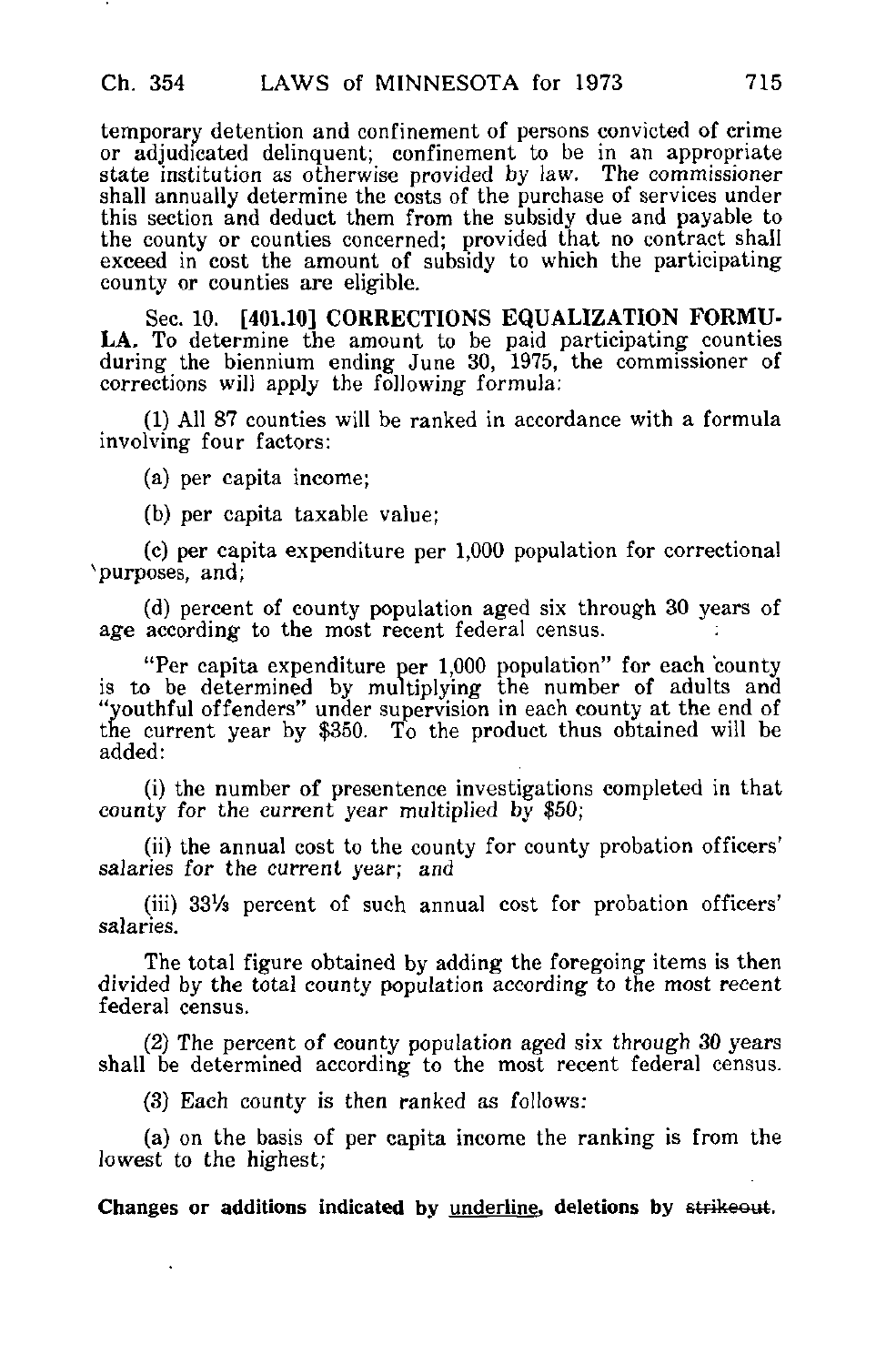temporary detention and confinement of persons convicted of crime or adjudicated delinquent; confinement to be in an appropriate state institution as otherwise provided by law. The commissioner shall annually determine the costs of the purchase of services under this section and deduct them from the subsidy due and payable to the county or counties concerned; provided that no contract shall exceed in cost the amount of subsidy to which the participating county or counties are eligible.

Sec. 10. **[401.10] CORRECTIONS EQUALIZATION FORMULA.** To determine the amount to be paid participating counties during the biennium ending June 30, 1975, the commissioner of corrections will apply the following formula:

(1) All 87 counties will be ranked in accordance with a formula involving four factors:

(a) per capita income;

(b) per capita taxable value;

(c) per capita expenditure per 1,000 population for correctional purposes, and;

(d) percent of county population aged six through 30 years of age according to the most recent federal census.

"Per capita expenditure per 1,000 population" for each county is to be determined by multiplying the number of adults and "youthful offenders" under supervision in each county at the end of the current year by $350. To the product thus obtained will be added:

(i) the number of presentence investigations completed in that county for the current year multiplied by $50;

(ii) the annual cost to the county for county probation officers' salaries for the current year; and

(iii) 33⅓ percent of such annual cost for probation officers' salaries.

The total figure obtained by adding the foregoing items is then divided by the total county population according to the most recent federal census.

(2) The percent of county population aged six through 30 years shall be determined according to the most recent federal census.

(3) Each county is then ranked as follows:

(a) on the basis of per capita income the ranking is from the lowest to the highest;

**Changes or additions indicated by underline, deletions by ~~strikeout~~.**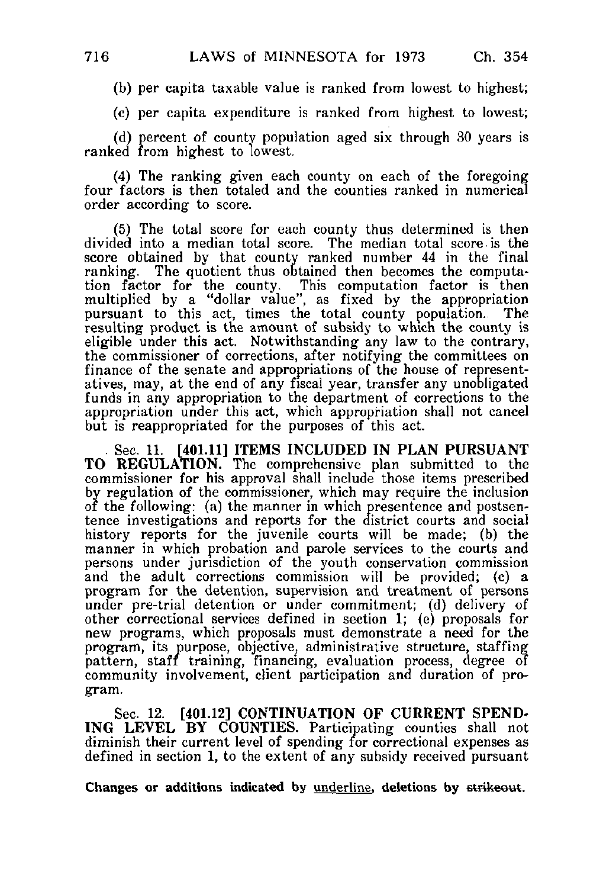(b) per capita taxable value is ranked from lowest to highest;

(c) per capita expenditure is ranked from highest to lowest;

(d) percent of county population aged six through 30 years is ranked from highest to lowest.

(4) The ranking given each county on each of the foregoing four factors is then totaled and the counties ranked in numerical order according to score.

(5) The total score for each county thus determined is then divided into a median total score. The median total score is the score obtained by that county ranked number 44 in the final ranking. The quotient thus obtained then becomes the computation factor for the county. This computation factor is then multiplied by a "dollar value", as fixed by the appropriation pursuant to this act, times the total county population. The resulting product is the amount of subsidy to which the county is eligible under this act. Notwithstanding any law to the contrary, the commissioner of corrections, after notifying the committees on finance of the senate and appropriations of the house of representatives, may, at the end of any fiscal year, transfer any unobligated funds in any appropriation to the department of corrections to the appropriation under this act, which appropriation shall not cancel but is reappropriated for the purposes of this act.

Sec. 11. **[401.11] ITEMS INCLUDED IN PLAN PURSUANT TO REGULATION.** The comprehensive plan submitted to the commissioner for his approval shall include those items prescribed by regulation of the commissioner, which may require the inclusion of the following: (a) the manner in which presentence and postsentence investigations and reports for the district courts and social history reports for the juvenile courts will be made; (b) the manner in which probation and parole services to the courts and persons under jurisdiction of the youth conservation commission and the adult corrections commission will be provided; (c) a program for the detention, supervision and treatment of persons under pre-trial detention or under commitment; (d) delivery of other correctional services defined in section 1; (e) proposals for new programs, which proposals must demonstrate a need for the program, its purpose, objective, administrative structure, staffing pattern, staff training, financing, evaluation process, degree of community involvement, client participation and duration of program.

Sec. 12. **[401.12] CONTINUATION OF CURRENT SPENDING LEVEL BY COUNTIES.** Participating counties shall not diminish their current level of spending for correctional expenses as defined in section 1, to the extent of any subsidy received pursuant

**Changes or additions indicated by underline, deletions by ~~strikeout~~.**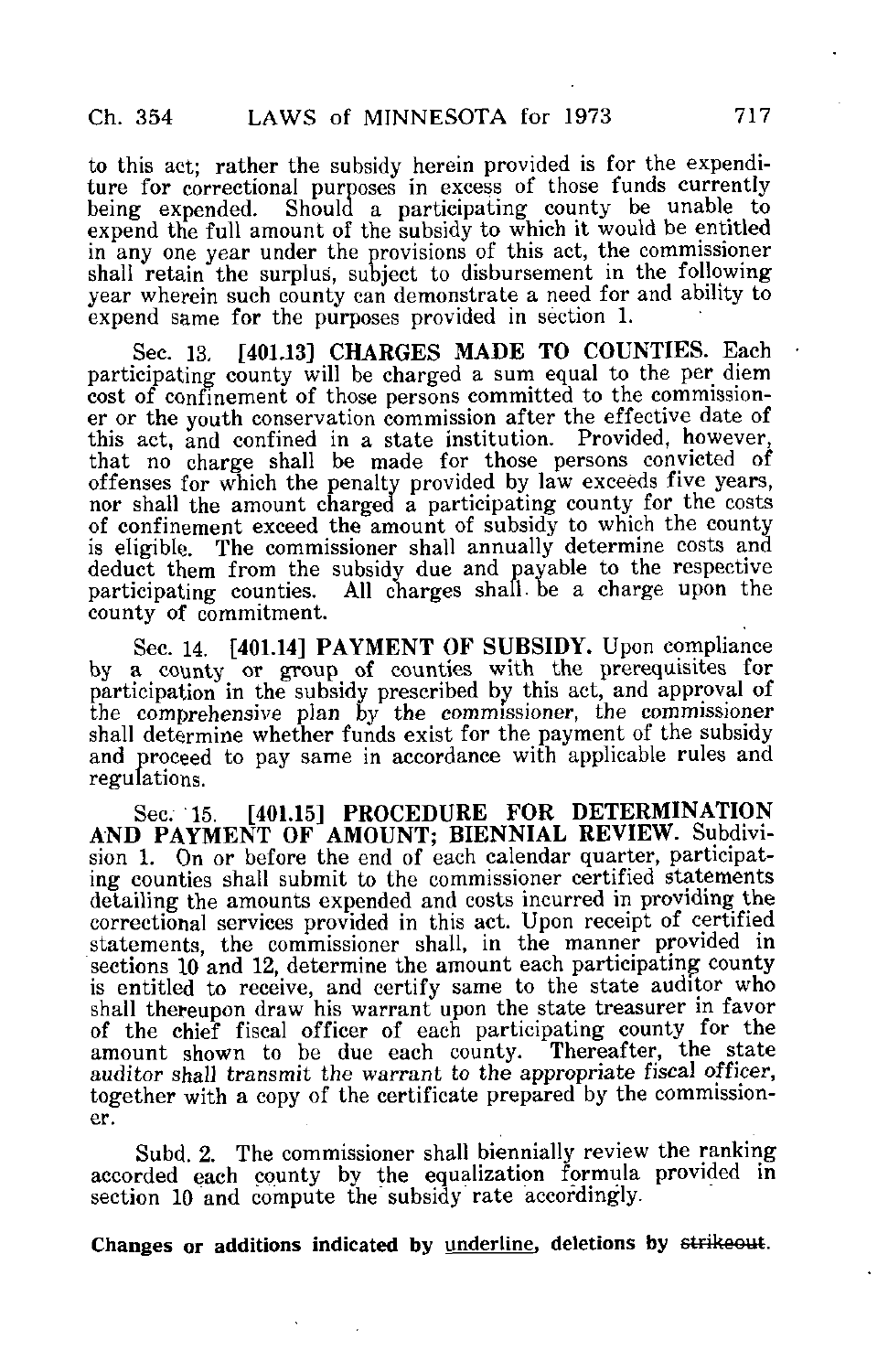to this act; rather the subsidy herein provided is for the expenditure for correctional purposes in excess of those funds currently being expended. Should a participating county be unable to expend the full amount of the subsidy to which it would be entitled in any one year under the provisions of this act, the commissioner shall retain the surplus, subject to disbursement in the following year wherein such county can demonstrate a need for and ability to expend same for the purposes provided in section 1.

Sec. 13. [401.13] **CHARGES MADE TO COUNTIES.** Each participating county will be charged a sum equal to the per diem cost of confinement of those persons committed to the commissioner or the youth conservation commission after the effective date of this act, and confined in a state institution. Provided, however, that no charge shall be made for those persons convicted of offenses for which the penalty provided by law exceeds five years, nor shall the amount charged a participating county for the costs of confinement exceed the amount of subsidy to which the county is eligible. The commissioner shall annually determine costs and deduct them from the subsidy due and payable to the respective participating counties. All charges shall be a charge upon the county of commitment.

Sec. 14. [401.14] **PAYMENT OF SUBSIDY.** Upon compliance by a county or group of counties with the prerequisites for participation in the subsidy prescribed by this act, and approval of the comprehensive plan by the commissioner, the commissioner shall determine whether funds exist for the payment of the subsidy and proceed to pay same in accordance with applicable rules and regulations.

Sec. 15. [401.15] **PROCEDURE FOR DETERMINATION AND PAYMENT OF AMOUNT; BIENNIAL REVIEW.** Subdivision 1. On or before the end of each calendar quarter, participating counties shall submit to the commissioner certified statements detailing the amounts expended and costs incurred in providing the correctional services provided in this act. Upon receipt of certified statements, the commissioner shall, in the manner provided in sections 10 and 12, determine the amount each participating county is entitled to receive, and certify same to the state auditor who shall thereupon draw his warrant upon the state treasurer in favor of the chief fiscal officer of each participating county for the amount shown to be due each county. Thereafter, the state auditor shall transmit the warrant to the appropriate fiscal officer, together with a copy of the certificate prepared by the commissioner.

Subd. 2. The commissioner shall biennially review the ranking accorded each county by the equalization formula provided in section 10 and compute the subsidy rate accordingly.

**Changes or additions indicated by underline, deletions by ~~strikeout~~.**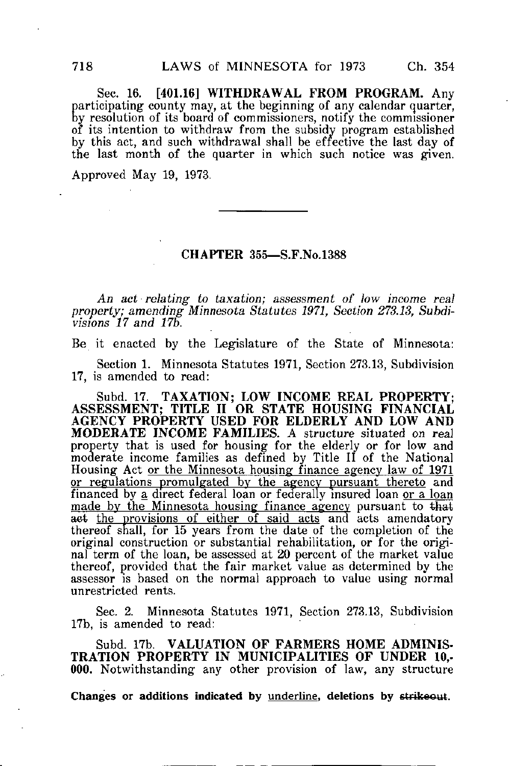Sec. 16. [401.16] **WITHDRAWAL FROM PROGRAM.** Any participating county may, at the beginning of any calendar quarter, by resolution of its board of commissioners, notify the commissioner of its intention to withdraw from the subsidy program established by this act, and such withdrawal shall be effective the last day of the last month of the quarter in which such notice was given.

Approved May 19, 1973.

---

## CHAPTER 355—S.F.No.1388

*An act relating to taxation; assessment of low income real property; amending Minnesota Statutes 1971, Section 273.13, Subdivisions 17 and 17b.*

Be it enacted by the Legislature of the State of Minnesota:

Section 1. Minnesota Statutes 1971, Section 273.13, Subdivision 17, is amended to read:

Subd. 17. **TAXATION; LOW INCOME REAL PROPERTY; ASSESSMENT; TITLE II OR STATE HOUSING FINANCIAL AGENCY PROPERTY USED FOR ELDERLY AND LOW AND MODERATE INCOME FAMILIES.** A structure situated on real property that is used for housing for the elderly or for low and moderate income families as defined by Title II of the National Housing Act <u>or the Minnesota housing finance agency law of 1971 or regulations promulgated by the agency pursuant thereto</u> and financed by <u>a</u> direct federal loan or federally insured loan <u>or a loan made by the Minnesota housing finance agency</u> pursuant to ~~that act~~ <u>the provisions of either of said acts</u> and acts amendatory thereof shall, for 15 years from the date of the completion of the original construction or substantial rehabilitation, or for the original term of the loan, be assessed at 20 percent of the market value thereof, provided that the fair market value as determined by the assessor is based on the normal approach to value using normal unrestricted rents.

Sec. 2. Minnesota Statutes 1971, Section 273.13, Subdivision 17b, is amended to read:

Subd. 17b. **VALUATION OF FARMERS HOME ADMINISTRATION PROPERTY IN MUNICIPALITIES OF UNDER 10,000.** Notwithstanding any other provision of law, any structure

**Changes or additions indicated by <u>underline</u>, deletions by ~~strikeout~~.**